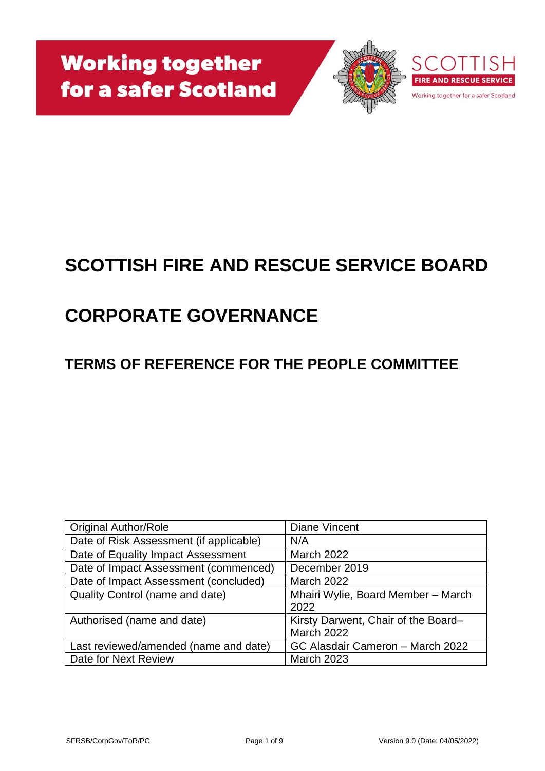Working together for a safer Scotland

SCOTTISH FIRE AND RESCUE SERVICE

Working together for a safer Scotland

# SCOTTISH FIRE AND RESCUE SERVICE BOARD

# CORPORATE GOVERNANCE

## TERMS OF REFERENCE FOR THE PEOPLE COMMITTEE

| Original Author/Role | Diane Vincent |
|---|---|
| Date of Risk Assessment (if applicable) | N/A |
| Date of Equality Impact Assessment | March 2022 |
| Date of Impact Assessment (commenced) | December 2019 |
| Date of Impact Assessment (concluded) | March 2022 |
| Quality Control (name and date) | Mhairi Wylie, Board Member – March 2022 |
| Authorised (name and date) | Kirsty Darwent, Chair of the Board– March 2022 |
| Last reviewed/amended (name and date) | GC Alasdair Cameron – March 2022 |
| Date for Next Review | March 2023 |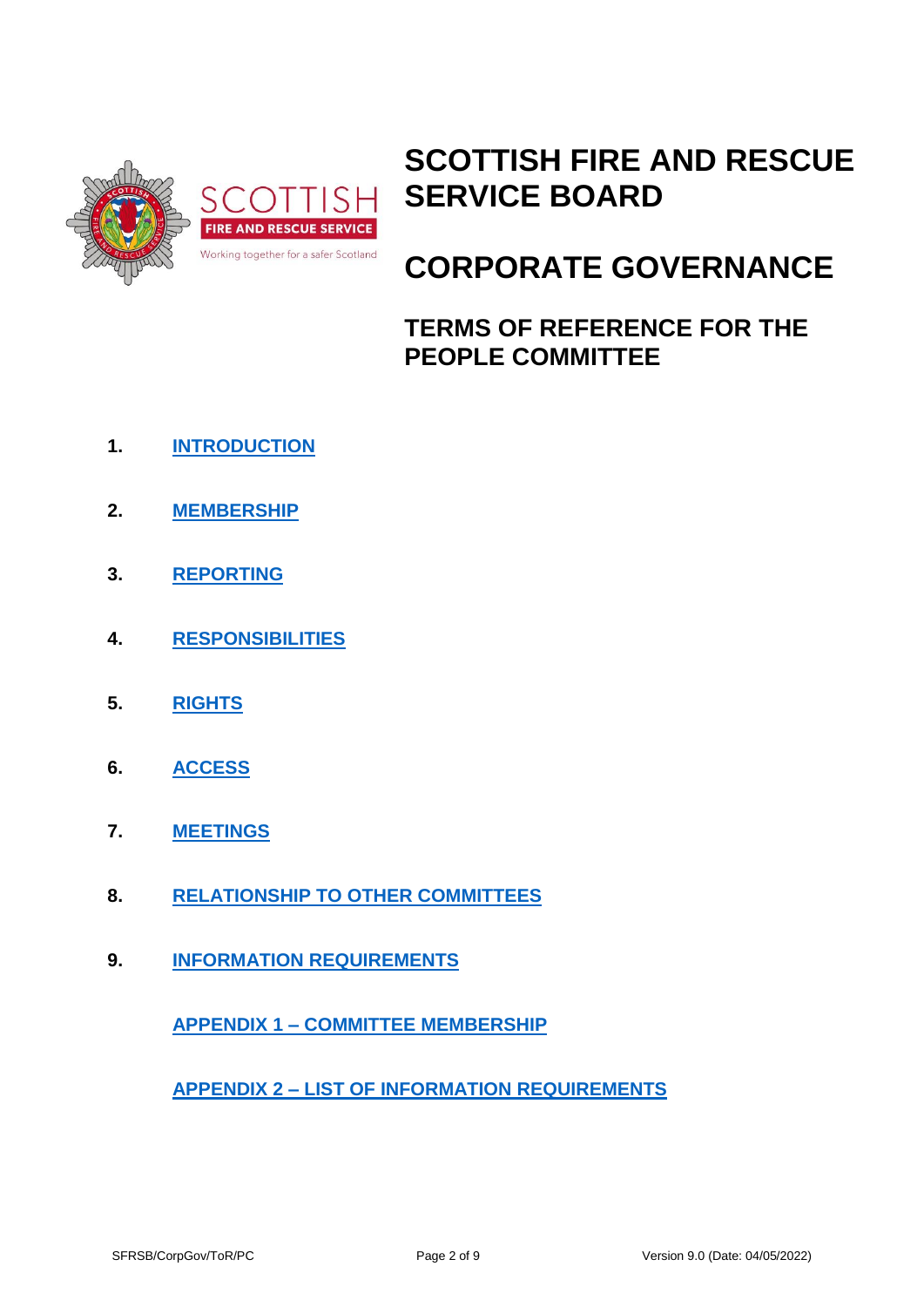# SCOTTISH FIRE AND RESCUE SERVICE BOARD

# CORPORATE GOVERNANCE

## TERMS OF REFERENCE FOR THE PEOPLE COMMITTEE

1. **INTRODUCTION**
2. **MEMBERSHIP**
3. **REPORTING**
4. **RESPONSIBILITIES**
5. **RIGHTS**
6. **ACCESS**
7. **MEETINGS**
8. **RELATIONSHIP TO OTHER COMMITTEES**
9. **INFORMATION REQUIREMENTS**

**APPENDIX 1 – COMMITTEE MEMBERSHIP**

**APPENDIX 2 – LIST OF INFORMATION REQUIREMENTS**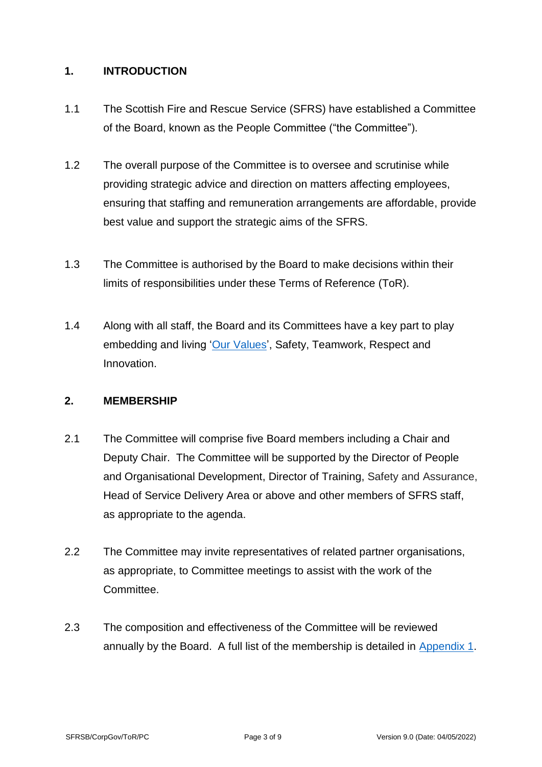## 1. INTRODUCTION

1.1 The Scottish Fire and Rescue Service (SFRS) have established a Committee of the Board, known as the People Committee ("the Committee").

1.2 The overall purpose of the Committee is to oversee and scrutinise while providing strategic advice and direction on matters affecting employees, ensuring that staffing and remuneration arrangements are affordable, provide best value and support the strategic aims of the SFRS.

1.3 The Committee is authorised by the Board to make decisions within their limits of responsibilities under these Terms of Reference (ToR).

1.4 Along with all staff, the Board and its Committees have a key part to play embedding and living 'Our Values', Safety, Teamwork, Respect and Innovation.

## 2. MEMBERSHIP

2.1 The Committee will comprise five Board members including a Chair and Deputy Chair. The Committee will be supported by the Director of People and Organisational Development, Director of Training, Safety and Assurance, Head of Service Delivery Area or above and other members of SFRS staff, as appropriate to the agenda.

2.2 The Committee may invite representatives of related partner organisations, as appropriate, to Committee meetings to assist with the work of the Committee.

2.3 The composition and effectiveness of the Committee will be reviewed annually by the Board. A full list of the membership is detailed in Appendix 1.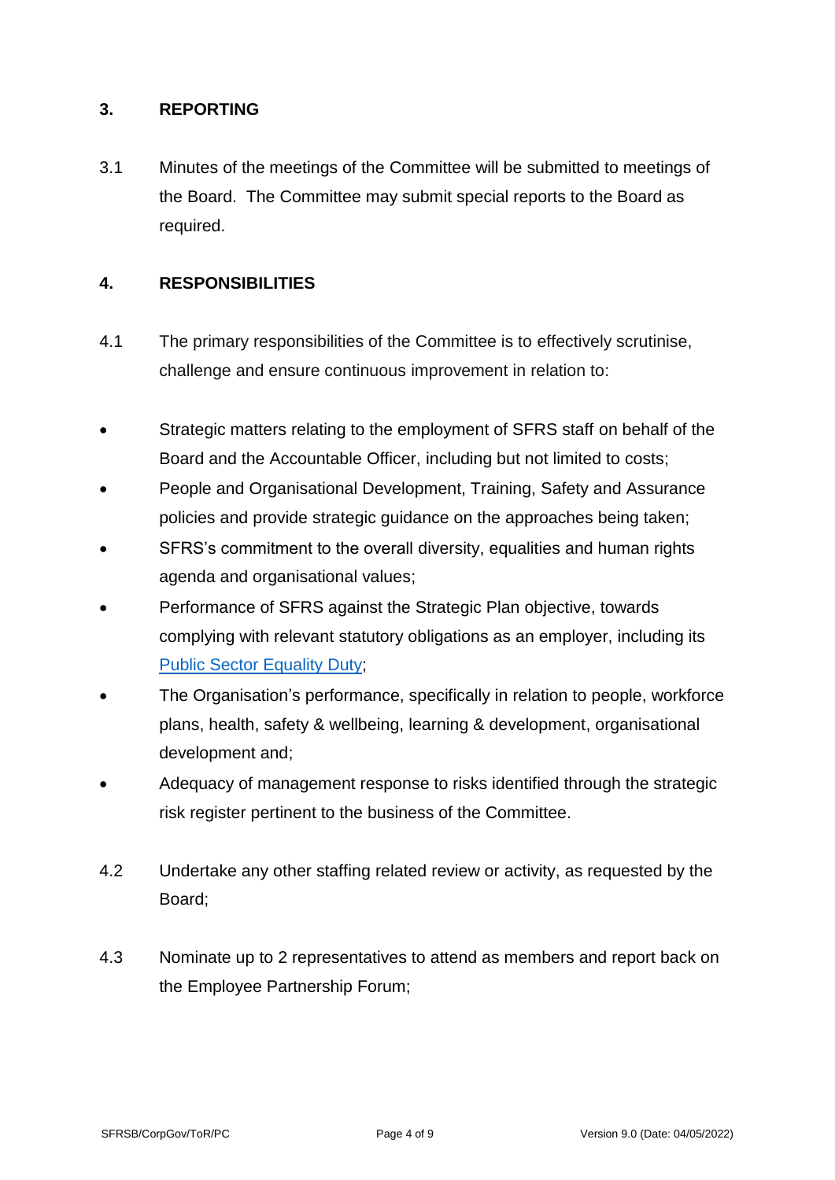## 3. REPORTING

3.1 Minutes of the meetings of the Committee will be submitted to meetings of the Board. The Committee may submit special reports to the Board as required.

## 4. RESPONSIBILITIES

4.1 The primary responsibilities of the Committee is to effectively scrutinise, challenge and ensure continuous improvement in relation to:

- Strategic matters relating to the employment of SFRS staff on behalf of the Board and the Accountable Officer, including but not limited to costs;
- People and Organisational Development, Training, Safety and Assurance policies and provide strategic guidance on the approaches being taken;
- SFRS's commitment to the overall diversity, equalities and human rights agenda and organisational values;
- Performance of SFRS against the Strategic Plan objective, towards complying with relevant statutory obligations as an employer, including its Public Sector Equality Duty;
- The Organisation's performance, specifically in relation to people, workforce plans, health, safety & wellbeing, learning & development, organisational development and;
- Adequacy of management response to risks identified through the strategic risk register pertinent to the business of the Committee.

4.2 Undertake any other staffing related review or activity, as requested by the Board;

4.3 Nominate up to 2 representatives to attend as members and report back on the Employee Partnership Forum;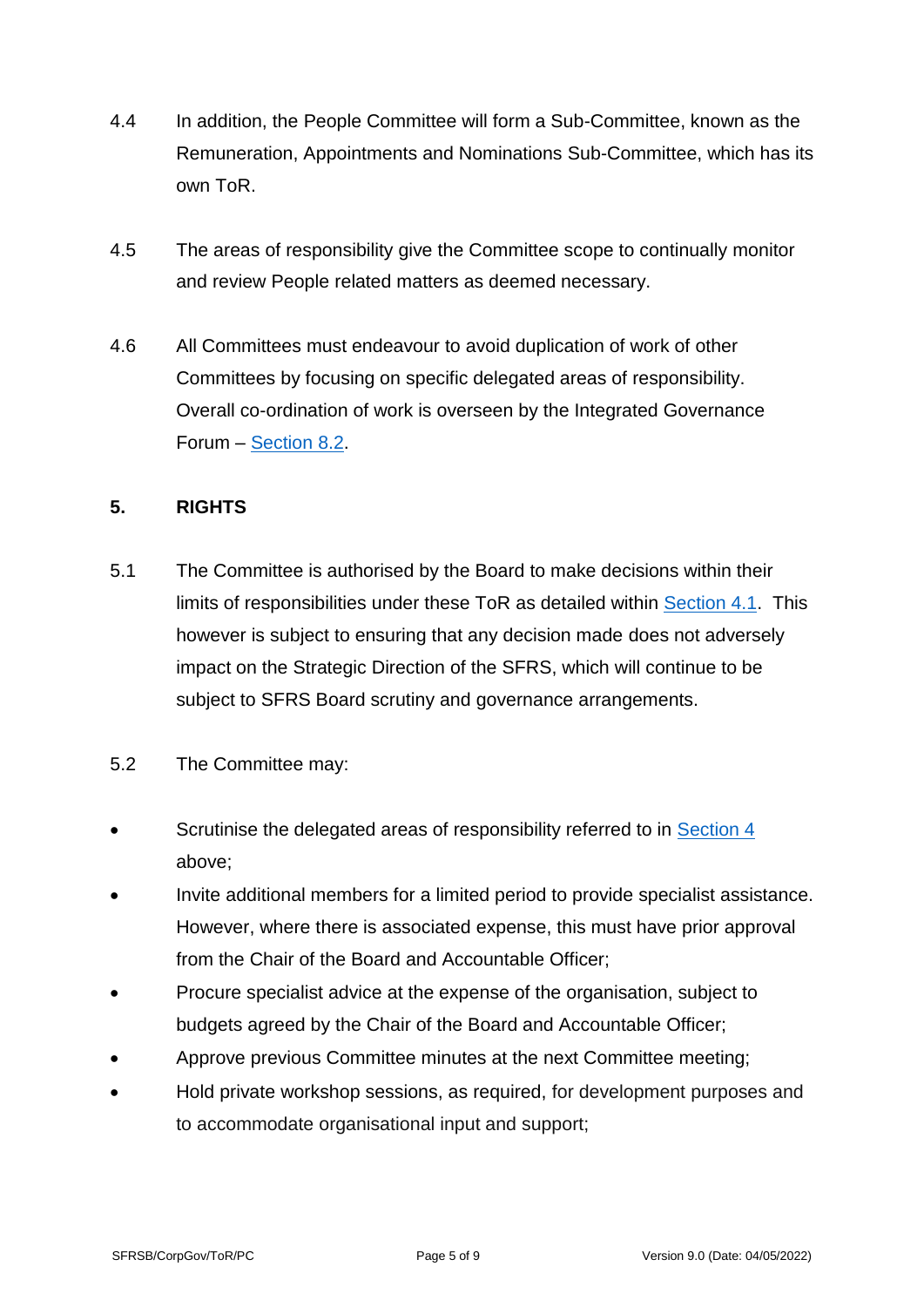4.4 In addition, the People Committee will form a Sub-Committee, known as the Remuneration, Appointments and Nominations Sub-Committee, which has its own ToR.

4.5 The areas of responsibility give the Committee scope to continually monitor and review People related matters as deemed necessary.

4.6 All Committees must endeavour to avoid duplication of work of other Committees by focusing on specific delegated areas of responsibility. Overall co-ordination of work is overseen by the Integrated Governance Forum – Section 8.2.

## 5. RIGHTS

5.1 The Committee is authorised by the Board to make decisions within their limits of responsibilities under these ToR as detailed within Section 4.1. This however is subject to ensuring that any decision made does not adversely impact on the Strategic Direction of the SFRS, which will continue to be subject to SFRS Board scrutiny and governance arrangements.

5.2 The Committee may:

- Scrutinise the delegated areas of responsibility referred to in Section 4 above;
- Invite additional members for a limited period to provide specialist assistance. However, where there is associated expense, this must have prior approval from the Chair of the Board and Accountable Officer;
- Procure specialist advice at the expense of the organisation, subject to budgets agreed by the Chair of the Board and Accountable Officer;
- Approve previous Committee minutes at the next Committee meeting;
- Hold private workshop sessions, as required, for development purposes and to accommodate organisational input and support;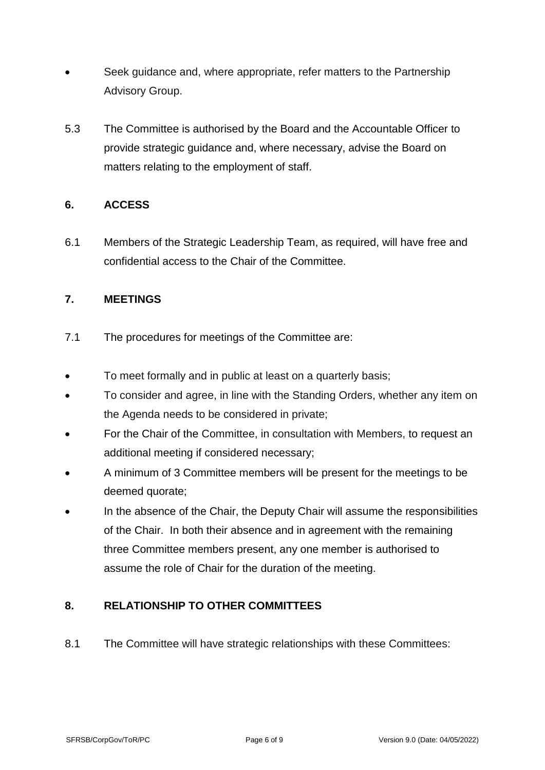- Seek guidance and, where appropriate, refer matters to the Partnership Advisory Group.

5.3 The Committee is authorised by the Board and the Accountable Officer to provide strategic guidance and, where necessary, advise the Board on matters relating to the employment of staff.

## 6. ACCESS

6.1 Members of the Strategic Leadership Team, as required, will have free and confidential access to the Chair of the Committee.

## 7. MEETINGS

7.1 The procedures for meetings of the Committee are:

- To meet formally and in public at least on a quarterly basis;
- To consider and agree, in line with the Standing Orders, whether any item on the Agenda needs to be considered in private;
- For the Chair of the Committee, in consultation with Members, to request an additional meeting if considered necessary;
- A minimum of 3 Committee members will be present for the meetings to be deemed quorate;
- In the absence of the Chair, the Deputy Chair will assume the responsibilities of the Chair. In both their absence and in agreement with the remaining three Committee members present, any one member is authorised to assume the role of Chair for the duration of the meeting.

## 8. RELATIONSHIP TO OTHER COMMITTEES

8.1 The Committee will have strategic relationships with these Committees: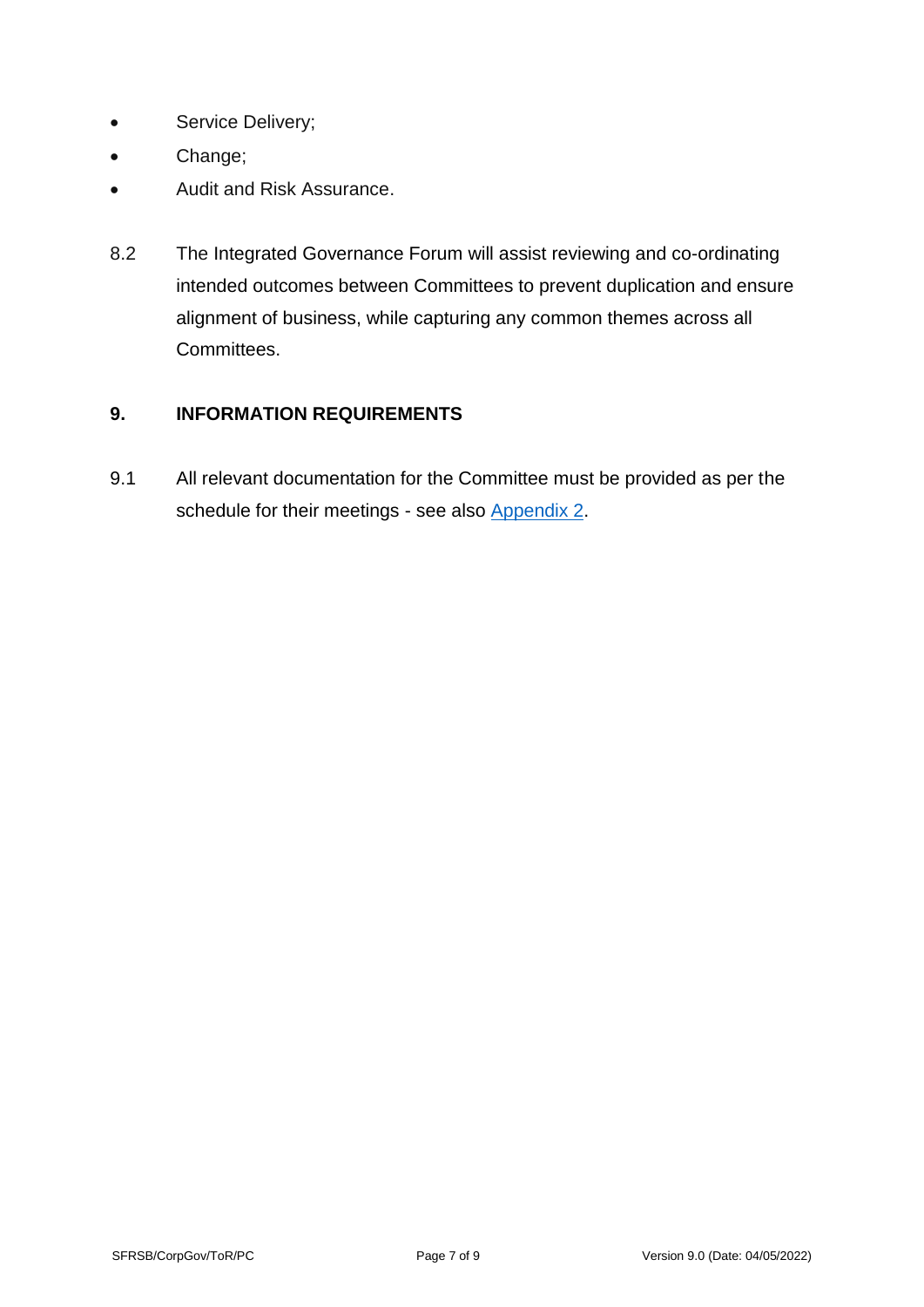- Service Delivery;
- Change;
- Audit and Risk Assurance.

8.2 The Integrated Governance Forum will assist reviewing and co-ordinating intended outcomes between Committees to prevent duplication and ensure alignment of business, while capturing any common themes across all Committees.

## 9. INFORMATION REQUIREMENTS

9.1 All relevant documentation for the Committee must be provided as per the schedule for their meetings - see also Appendix 2.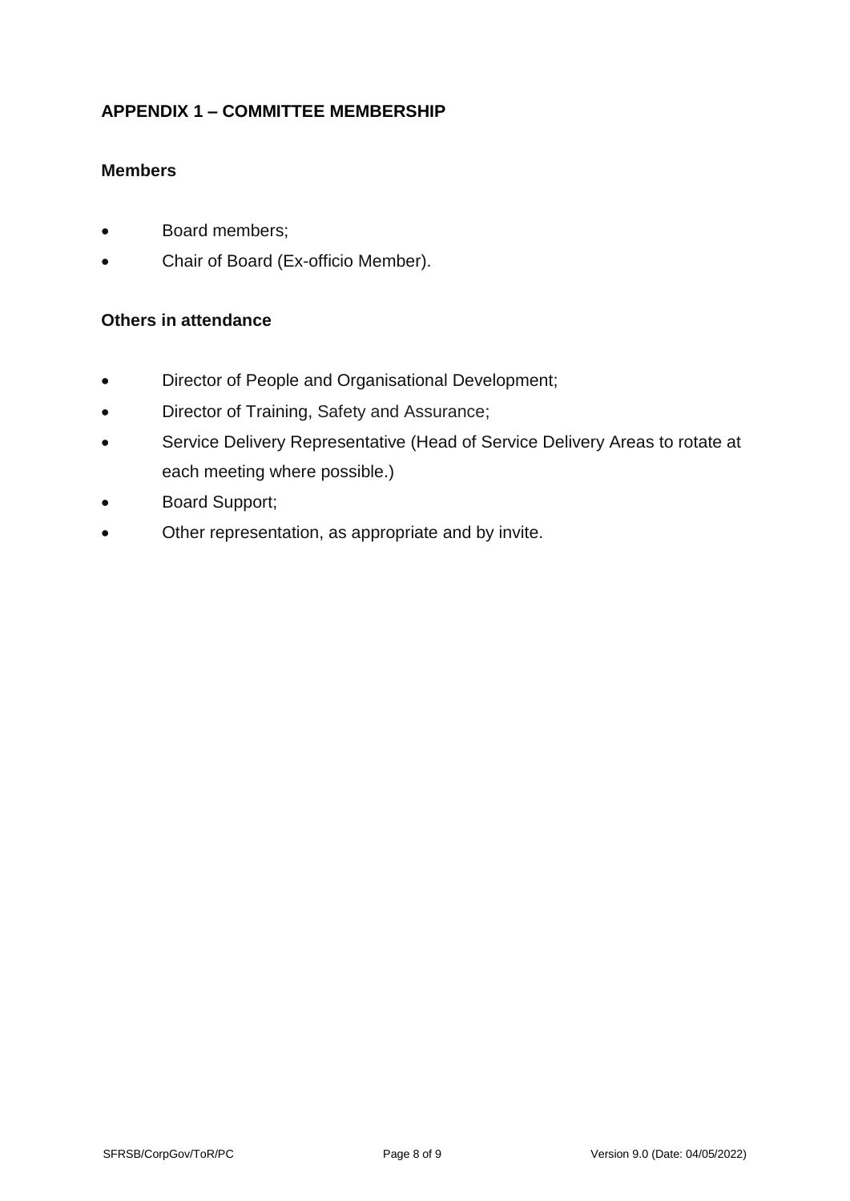## APPENDIX 1 – COMMITTEE MEMBERSHIP

### Members

- Board members;
- Chair of Board (Ex-officio Member).

### Others in attendance

- Director of People and Organisational Development;
- Director of Training, Safety and Assurance;
- Service Delivery Representative (Head of Service Delivery Areas to rotate at each meeting where possible.)
- Board Support;
- Other representation, as appropriate and by invite.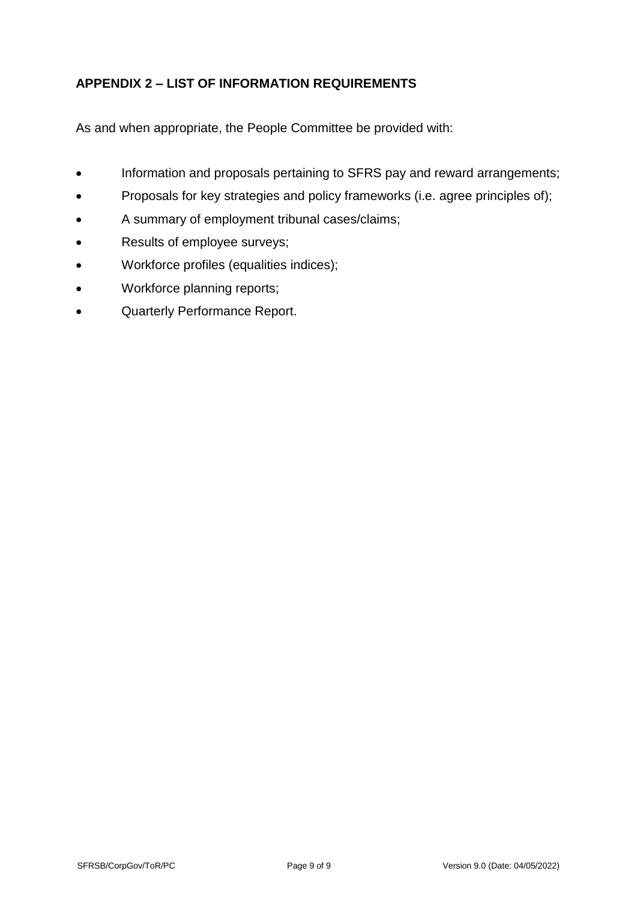## APPENDIX 2 – LIST OF INFORMATION REQUIREMENTS

As and when appropriate, the People Committee be provided with:

- Information and proposals pertaining to SFRS pay and reward arrangements;
- Proposals for key strategies and policy frameworks (i.e. agree principles of);
- A summary of employment tribunal cases/claims;
- Results of employee surveys;
- Workforce profiles (equalities indices);
- Workforce planning reports;
- Quarterly Performance Report.